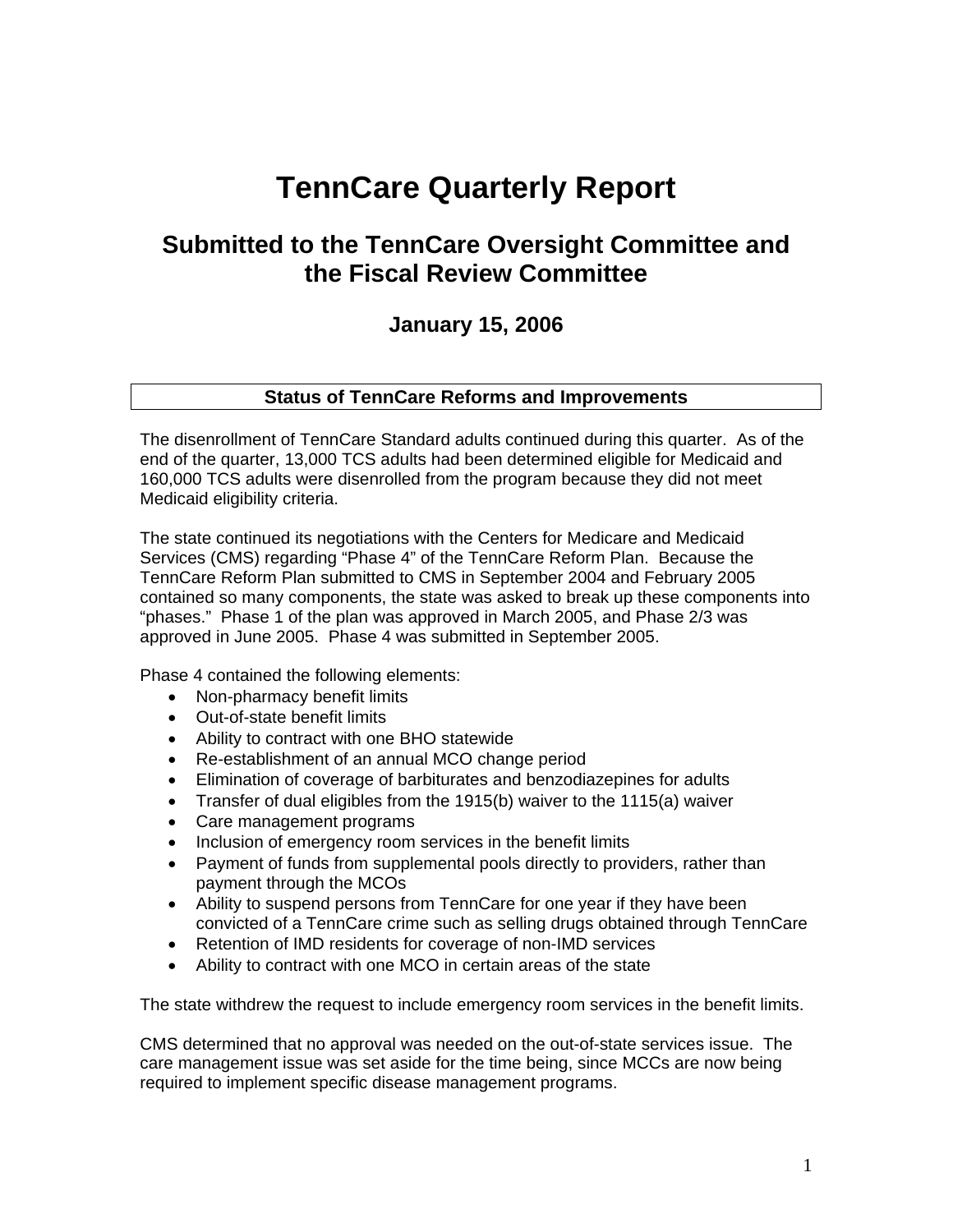# TennCare Quarterly Report

## Submitted to the TennCare Oversight Committee and the Fiscal Review Committee

### January 15, 2006

### Status of TennCare Reforms and Improvements

The disenrollment of TennCare Standard adults continued during this quarter. As of the end of the quarter, 13,000 TCS adults had been determined eligible for Medicaid and 160,000 TCS adults were disenrolled from the program because they did not meet Medicaid eligibility criteria.

The state continued its negotiations with the Centers for Medicare and Medicaid Services (CMS) regarding "Phase 4" of the TennCare Reform Plan. Because the TennCare Reform Plan submitted to CMS in September 2004 and February 2005 contained so many components, the state was asked to break up these components into "phases." Phase 1 of the plan was approved in March 2005, and Phase 2/3 was approved in June 2005. Phase 4 was submitted in September 2005.

Phase 4 contained the following elements:

- Non-pharmacy benefit limits
- Out-of-state benefit limits
- Ability to contract with one BHO statewide
- Re-establishment of an annual MCO change period
- Elimination of coverage of barbiturates and benzodiazepines for adults
- Transfer of dual eligibles from the 1915(b) waiver to the 1115(a) waiver
- Care management programs
- Inclusion of emergency room services in the benefit limits
- Payment of funds from supplemental pools directly to providers, rather than payment through the MCOs
- Ability to suspend persons from TennCare for one year if they have been convicted of a TennCare crime such as selling drugs obtained through TennCare
- Retention of IMD residents for coverage of non-IMD services
- Ability to contract with one MCO in certain areas of the state

The state withdrew the request to include emergency room services in the benefit limits.

CMS determined that no approval was needed on the out-of-state services issue. The care management issue was set aside for the time being, since MCCs are now being required to implement specific disease management programs.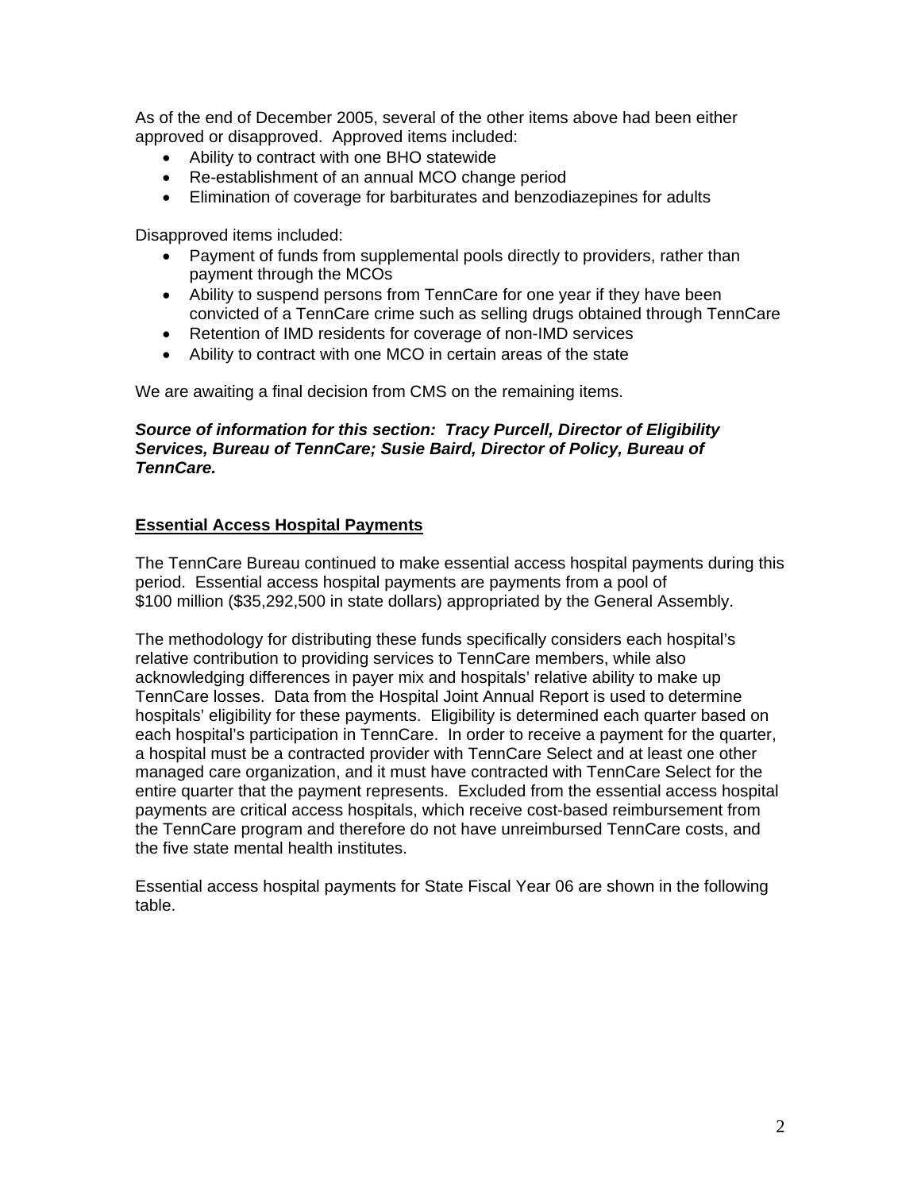As of the end of December 2005, several of the other items above had been either approved or disapproved. Approved items included:

- Ability to contract with one BHO statewide
- Re-establishment of an annual MCO change period
- Elimination of coverage for barbiturates and benzodiazepines for adults

Disapproved items included:

- Payment of funds from supplemental pools directly to providers, rather than payment through the MCOs
- Ability to suspend persons from TennCare for one year if they have been convicted of a TennCare crime such as selling drugs obtained through TennCare
- Retention of IMD residents for coverage of non-IMD services
- Ability to contract with one MCO in certain areas of the state

We are awaiting a final decision from CMS on the remaining items.

***Source of information for this section: Tracy Purcell, Director of Eligibility Services, Bureau of TennCare; Susie Baird, Director of Policy, Bureau of TennCare.***

## Essential Access Hospital Payments

The TennCare Bureau continued to make essential access hospital payments during this period. Essential access hospital payments are payments from a pool of $100 million ($35,292,500 in state dollars) appropriated by the General Assembly.

The methodology for distributing these funds specifically considers each hospital's relative contribution to providing services to TennCare members, while also acknowledging differences in payer mix and hospitals' relative ability to make up TennCare losses. Data from the Hospital Joint Annual Report is used to determine hospitals' eligibility for these payments. Eligibility is determined each quarter based on each hospital's participation in TennCare. In order to receive a payment for the quarter, a hospital must be a contracted provider with TennCare Select and at least one other managed care organization, and it must have contracted with TennCare Select for the entire quarter that the payment represents. Excluded from the essential access hospital payments are critical access hospitals, which receive cost-based reimbursement from the TennCare program and therefore do not have unreimbursed TennCare costs, and the five state mental health institutes.

Essential access hospital payments for State Fiscal Year 06 are shown in the following table.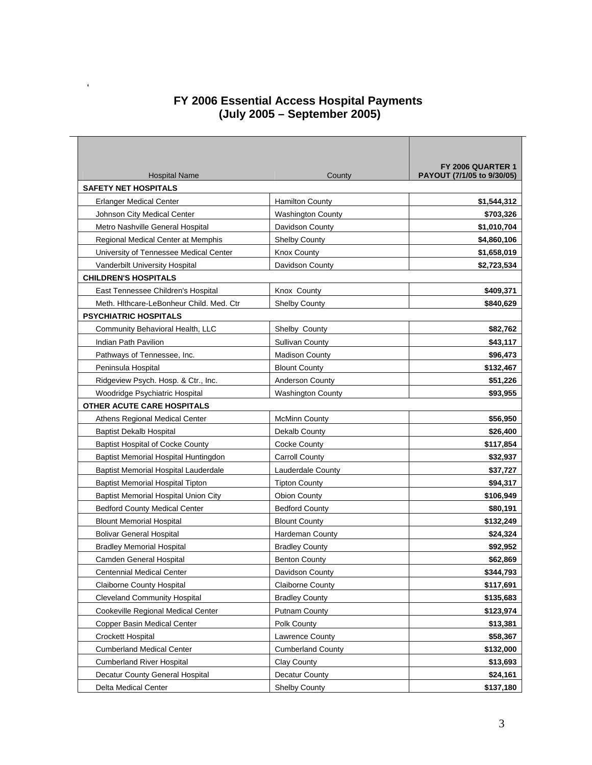# FY 2006 Essential Access Hospital Payments
## (July 2005 – September 2005)

| Hospital Name | County | FY 2006 QUARTER 1 PAYOUT (7/1/05 to 9/30/05) |
|---|---|---|
| **SAFETY NET HOSPITALS** | | |
| Erlanger Medical Center | Hamilton County | **$1,544,312** |
| Johnson City Medical Center | Washington County | **$703,326** |
| Metro Nashville General Hospital | Davidson County | **$1,010,704** |
| Regional Medical Center at Memphis | Shelby County | **$4,860,106** |
| University of Tennessee Medical Center | Knox County | **$1,658,019** |
| Vanderbilt University Hospital | Davidson County | **$2,723,534** |
| **CHILDREN'S HOSPITALS** | | |
| East Tennessee Children's Hospital | Knox County | **$409,371** |
| Meth. Hlthcare-LeBonheur Child. Med. Ctr | Shelby County | **$840,629** |
| **PSYCHIATRIC HOSPITALS** | | |
| Community Behavioral Health, LLC | Shelby County | **$82,762** |
| Indian Path Pavilion | Sullivan County | **$43,117** |
| Pathways of Tennessee, Inc. | Madison County | **$96,473** |
| Peninsula Hospital | Blount County | **$132,467** |
| Ridgeview Psych. Hosp. & Ctr., Inc. | Anderson County | **$51,226** |
| Woodridge Psychiatric Hospital | Washington County | **$93,955** |
| **OTHER ACUTE CARE HOSPITALS** | | |
| Athens Regional Medical Center | McMinn County | **$56,950** |
| Baptist Dekalb Hospital | Dekalb County | **$26,400** |
| Baptist Hospital of Cocke County | Cocke County | **$117,854** |
| Baptist Memorial Hospital Huntingdon | Carroll County | **$32,937** |
| Baptist Memorial Hospital Lauderdale | Lauderdale County | **$37,727** |
| Baptist Memorial Hospital Tipton | Tipton County | **$94,317** |
| Baptist Memorial Hospital Union City | Obion County | **$106,949** |
| Bedford County Medical Center | Bedford County | **$80,191** |
| Blount Memorial Hospital | Blount County | **$132,249** |
| Bolivar General Hospital | Hardeman County | **$24,324** |
| Bradley Memorial Hospital | Bradley County | **$92,952** |
| Camden General Hospital | Benton County | **$62,869** |
| Centennial Medical Center | Davidson County | **$344,793** |
| Claiborne County Hospital | Claiborne County | **$117,691** |
| Cleveland Community Hospital | Bradley County | **$135,683** |
| Cookeville Regional Medical Center | Putnam County | **$123,974** |
| Copper Basin Medical Center | Polk County | **$13,381** |
| Crockett Hospital | Lawrence County | **$58,367** |
| Cumberland Medical Center | Cumberland County | **$132,000** |
| Cumberland River Hospital | Clay County | **$13,693** |
| Decatur County General Hospital | Decatur County | **$24,161** |
| Delta Medical Center | Shelby County | **$137,180** |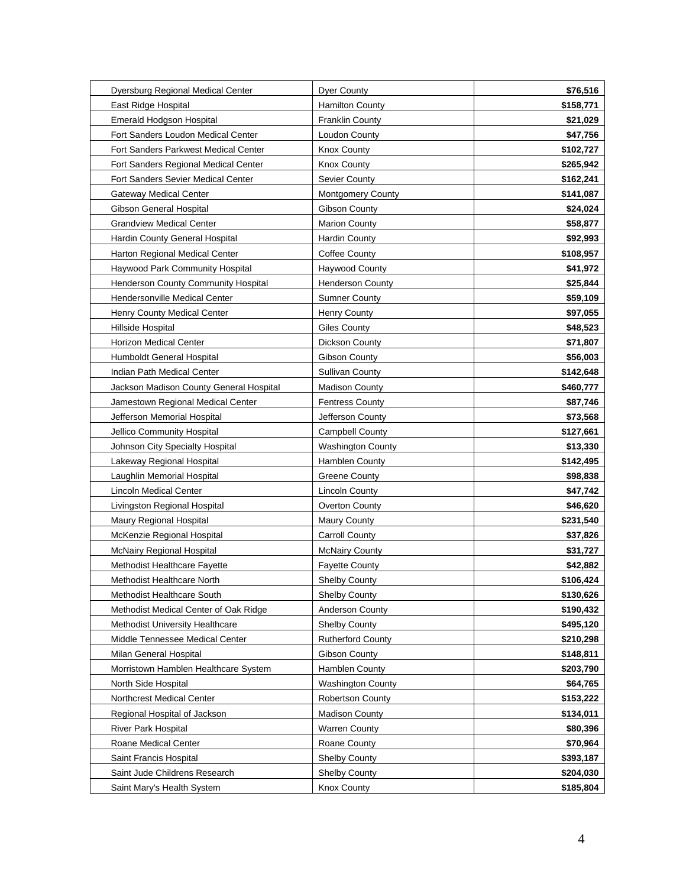| Dyersburg Regional Medical Center | Dyer County | **$76,516** |
|---|---|---|
| East Ridge Hospital | Hamilton County | **$158,771** |
| Emerald Hodgson Hospital | Franklin County | **$21,029** |
| Fort Sanders Loudon Medical Center | Loudon County | **$47,756** |
| Fort Sanders Parkwest Medical Center | Knox County | **$102,727** |
| Fort Sanders Regional Medical Center | Knox County | **$265,942** |
| Fort Sanders Sevier Medical Center | Sevier County | **$162,241** |
| Gateway Medical Center | Montgomery County | **$141,087** |
| Gibson General Hospital | Gibson County | **$24,024** |
| Grandview Medical Center | Marion County | **$58,877** |
| Hardin County General Hospital | Hardin County | **$92,993** |
| Harton Regional Medical Center | Coffee County | **$108,957** |
| Haywood Park Community Hospital | Haywood County | **$41,972** |
| Henderson County Community Hospital | Henderson County | **$25,844** |
| Hendersonville Medical Center | Sumner County | **$59,109** |
| Henry County Medical Center | Henry County | **$97,055** |
| Hillside Hospital | Giles County | **$48,523** |
| Horizon Medical Center | Dickson County | **$71,807** |
| Humboldt General Hospital | Gibson County | **$56,003** |
| Indian Path Medical Center | Sullivan County | **$142,648** |
| Jackson Madison County General Hospital | Madison County | **$460,777** |
| Jamestown Regional Medical Center | Fentress County | **$87,746** |
| Jefferson Memorial Hospital | Jefferson County | **$73,568** |
| Jellico Community Hospital | Campbell County | **$127,661** |
| Johnson City Specialty Hospital | Washington County | **$13,330** |
| Lakeway Regional Hospital | Hamblen County | **$142,495** |
| Laughlin Memorial Hospital | Greene County | **$98,838** |
| Lincoln Medical Center | Lincoln County | **$47,742** |
| Livingston Regional Hospital | Overton County | **$46,620** |
| Maury Regional Hospital | Maury County | **$231,540** |
| McKenzie Regional Hospital | Carroll County | **$37,826** |
| McNairy Regional Hospital | McNairy County | **$31,727** |
| Methodist Healthcare Fayette | Fayette County | **$42,882** |
| Methodist Healthcare North | Shelby County | **$106,424** |
| Methodist Healthcare South | Shelby County | **$130,626** |
| Methodist Medical Center of Oak Ridge | Anderson County | **$190,432** |
| Methodist University Healthcare | Shelby County | **$495,120** |
| Middle Tennessee Medical Center | Rutherford County | **$210,298** |
| Milan General Hospital | Gibson County | **$148,811** |
| Morristown Hamblen Healthcare System | Hamblen County | **$203,790** |
| North Side Hospital | Washington County | **$64,765** |
| Northcrest Medical Center | Robertson County | **$153,222** |
| Regional Hospital of Jackson | Madison County | **$134,011** |
| River Park Hospital | Warren County | **$80,396** |
| Roane Medical Center | Roane County | **$70,964** |
| Saint Francis Hospital | Shelby County | **$393,187** |
| Saint Jude Childrens Research | Shelby County | **$204,030** |
| Saint Mary's Health System | Knox County | **$185,804** |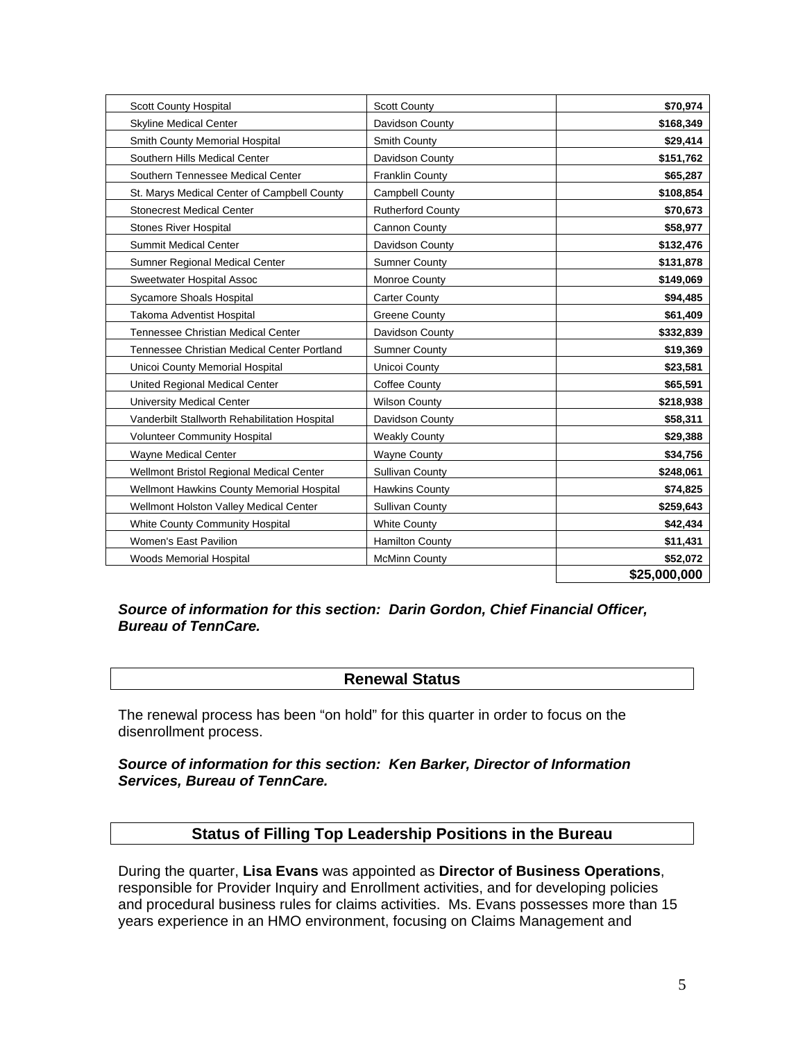| | | |
|---|---|---|
| Scott County Hospital | Scott County | $70,974 |
| Skyline Medical Center | Davidson County | $168,349 |
| Smith County Memorial Hospital | Smith County | $29,414 |
| Southern Hills Medical Center | Davidson County | $151,762 |
| Southern Tennessee Medical Center | Franklin County | $65,287 |
| St. Marys Medical Center of Campbell County | Campbell County | $108,854 |
| Stonecrest Medical Center | Rutherford County | $70,673 |
| Stones River Hospital | Cannon County | $58,977 |
| Summit Medical Center | Davidson County | $132,476 |
| Sumner Regional Medical Center | Sumner County | $131,878 |
| Sweetwater Hospital Assoc | Monroe County | $149,069 |
| Sycamore Shoals Hospital | Carter County | $94,485 |
| Takoma Adventist Hospital | Greene County | $61,409 |
| Tennessee Christian Medical Center | Davidson County | $332,839 |
| Tennessee Christian Medical Center Portland | Sumner County | $19,369 |
| Unicoi County Memorial Hospital | Unicoi County | $23,581 |
| United Regional Medical Center | Coffee County | $65,591 |
| University Medical Center | Wilson County | $218,938 |
| Vanderbilt Stallworth Rehabilitation Hospital | Davidson County | $58,311 |
| Volunteer Community Hospital | Weakly County | $29,388 |
| Wayne Medical Center | Wayne County | $34,756 |
| Wellmont Bristol Regional Medical Center | Sullivan County | $248,061 |
| Wellmont Hawkins County Memorial Hospital | Hawkins County | $74,825 |
| Wellmont Holston Valley Medical Center | Sullivan County | $259,643 |
| White County Community Hospital | White County | $42,434 |
| Women's East Pavilion | Hamilton County | $11,431 |
| Woods Memorial Hospital | McMinn County | $52,072 |
| | | **$25,000,000** |

***Source of information for this section: Darin Gordon, Chief Financial Officer, Bureau of TennCare.***

## Renewal Status

The renewal process has been "on hold" for this quarter in order to focus on the disenrollment process.

***Source of information for this section: Ken Barker, Director of Information Services, Bureau of TennCare.***

## Status of Filling Top Leadership Positions in the Bureau

During the quarter, **Lisa Evans** was appointed as **Director of Business Operations**, responsible for Provider Inquiry and Enrollment activities, and for developing policies and procedural business rules for claims activities. Ms. Evans possesses more than 15 years experience in an HMO environment, focusing on Claims Management and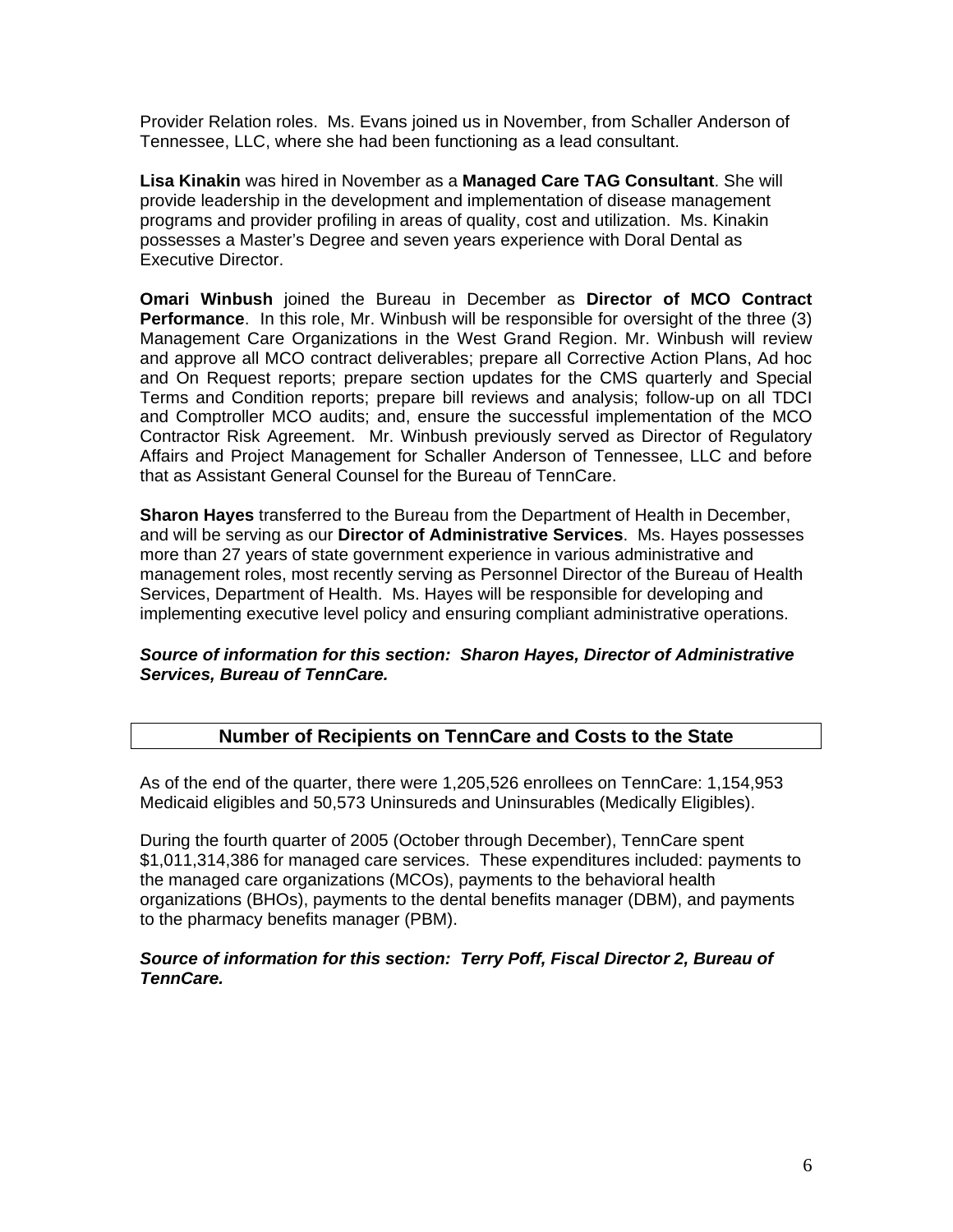Provider Relation roles. Ms. Evans joined us in November, from Schaller Anderson of Tennessee, LLC, where she had been functioning as a lead consultant.

**Lisa Kinakin** was hired in November as a **Managed Care TAG Consultant**. She will provide leadership in the development and implementation of disease management programs and provider profiling in areas of quality, cost and utilization. Ms. Kinakin possesses a Master's Degree and seven years experience with Doral Dental as Executive Director.

**Omari Winbush** joined the Bureau in December as **Director of MCO Contract Performance**. In this role, Mr. Winbush will be responsible for oversight of the three (3) Management Care Organizations in the West Grand Region. Mr. Winbush will review and approve all MCO contract deliverables; prepare all Corrective Action Plans, Ad hoc and On Request reports; prepare section updates for the CMS quarterly and Special Terms and Condition reports; prepare bill reviews and analysis; follow-up on all TDCI and Comptroller MCO audits; and, ensure the successful implementation of the MCO Contractor Risk Agreement. Mr. Winbush previously served as Director of Regulatory Affairs and Project Management for Schaller Anderson of Tennessee, LLC and before that as Assistant General Counsel for the Bureau of TennCare.

**Sharon Hayes** transferred to the Bureau from the Department of Health in December, and will be serving as our **Director of Administrative Services**. Ms. Hayes possesses more than 27 years of state government experience in various administrative and management roles, most recently serving as Personnel Director of the Bureau of Health Services, Department of Health. Ms. Hayes will be responsible for developing and implementing executive level policy and ensuring compliant administrative operations.

***Source of information for this section: Sharon Hayes, Director of Administrative Services, Bureau of TennCare.***

## Number of Recipients on TennCare and Costs to the State

As of the end of the quarter, there were 1,205,526 enrollees on TennCare: 1,154,953 Medicaid eligibles and 50,573 Uninsureds and Uninsurables (Medically Eligibles).

During the fourth quarter of 2005 (October through December), TennCare spent $1,011,314,386 for managed care services. These expenditures included: payments to the managed care organizations (MCOs), payments to the behavioral health organizations (BHOs), payments to the dental benefits manager (DBM), and payments to the pharmacy benefits manager (PBM).

***Source of information for this section: Terry Poff, Fiscal Director 2, Bureau of TennCare.***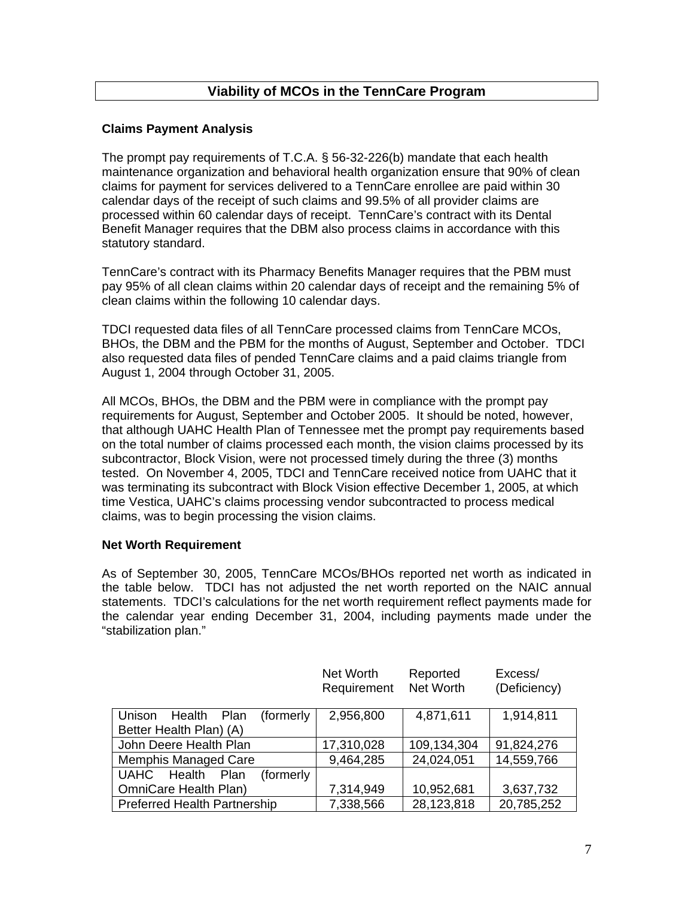## Viability of MCOs in the TennCare Program

### Claims Payment Analysis

The prompt pay requirements of T.C.A. § 56-32-226(b) mandate that each health maintenance organization and behavioral health organization ensure that 90% of clean claims for payment for services delivered to a TennCare enrollee are paid within 30 calendar days of the receipt of such claims and 99.5% of all provider claims are processed within 60 calendar days of receipt. TennCare's contract with its Dental Benefit Manager requires that the DBM also process claims in accordance with this statutory standard.

TennCare's contract with its Pharmacy Benefits Manager requires that the PBM must pay 95% of all clean claims within 20 calendar days of receipt and the remaining 5% of clean claims within the following 10 calendar days.

TDCI requested data files of all TennCare processed claims from TennCare MCOs, BHOs, the DBM and the PBM for the months of August, September and October. TDCI also requested data files of pended TennCare claims and a paid claims triangle from August 1, 2004 through October 31, 2005.

All MCOs, BHOs, the DBM and the PBM were in compliance with the prompt pay requirements for August, September and October 2005. It should be noted, however, that although UAHC Health Plan of Tennessee met the prompt pay requirements based on the total number of claims processed each month, the vision claims processed by its subcontractor, Block Vision, were not processed timely during the three (3) months tested. On November 4, 2005, TDCI and TennCare received notice from UAHC that it was terminating its subcontract with Block Vision effective December 1, 2005, at which time Vestica, UAHC's claims processing vendor subcontracted to process medical claims, was to begin processing the vision claims.

### Net Worth Requirement

As of September 30, 2005, TennCare MCOs/BHOs reported net worth as indicated in the table below. TDCI has not adjusted the net worth reported on the NAIC annual statements. TDCI's calculations for the net worth requirement reflect payments made for the calendar year ending December 31, 2004, including payments made under the "stabilization plan."

| | Net Worth Requirement | Reported Net Worth | Excess/ (Deficiency) |
|---|---|---|---|
| Unison Health Plan (formerly Better Health Plan) (A) | 2,956,800 | 4,871,611 | 1,914,811 |
| John Deere Health Plan | 17,310,028 | 109,134,304 | 91,824,276 |
| Memphis Managed Care | 9,464,285 | 24,024,051 | 14,559,766 |
| UAHC Health Plan (formerly OmniCare Health Plan) | 7,314,949 | 10,952,681 | 3,637,732 |
| Preferred Health Partnership | 7,338,566 | 28,123,818 | 20,785,252 |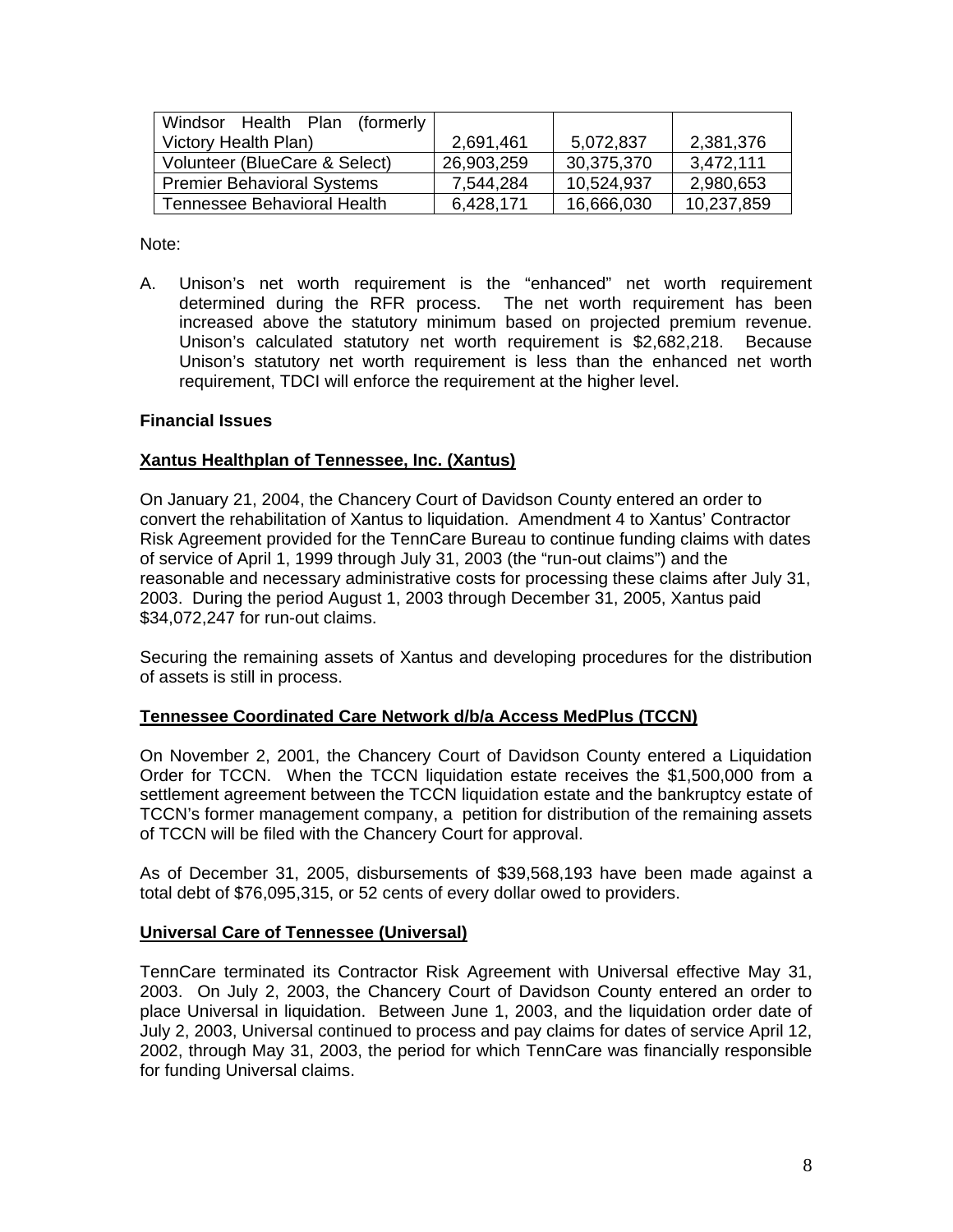| | | | |
|---|---|---|---|
| Windsor Health Plan (formerly Victory Health Plan) | 2,691,461 | 5,072,837 | 2,381,376 |
| Volunteer (BlueCare & Select) | 26,903,259 | 30,375,370 | 3,472,111 |
| Premier Behavioral Systems | 7,544,284 | 10,524,937 | 2,980,653 |
| Tennessee Behavioral Health | 6,428,171 | 16,666,030 | 10,237,859 |

Note:

A. Unison's net worth requirement is the "enhanced" net worth requirement determined during the RFR process. The net worth requirement has been increased above the statutory minimum based on projected premium revenue. Unison's calculated statutory net worth requirement is $2,682,218. Because Unison's statutory net worth requirement is less than the enhanced net worth requirement, TDCI will enforce the requirement at the higher level.

**Financial Issues**

**Xantus Healthplan of Tennessee, Inc. (Xantus)**

On January 21, 2004, the Chancery Court of Davidson County entered an order to convert the rehabilitation of Xantus to liquidation. Amendment 4 to Xantus' Contractor Risk Agreement provided for the TennCare Bureau to continue funding claims with dates of service of April 1, 1999 through July 31, 2003 (the "run-out claims") and the reasonable and necessary administrative costs for processing these claims after July 31, 2003. During the period August 1, 2003 through December 31, 2005, Xantus paid $34,072,247 for run-out claims.

Securing the remaining assets of Xantus and developing procedures for the distribution of assets is still in process.

**Tennessee Coordinated Care Network d/b/a Access MedPlus (TCCN)**

On November 2, 2001, the Chancery Court of Davidson County entered a Liquidation Order for TCCN. When the TCCN liquidation estate receives the $1,500,000 from a settlement agreement between the TCCN liquidation estate and the bankruptcy estate of TCCN's former management company, a petition for distribution of the remaining assets of TCCN will be filed with the Chancery Court for approval.

As of December 31, 2005, disbursements of $39,568,193 have been made against a total debt of $76,095,315, or 52 cents of every dollar owed to providers.

**Universal Care of Tennessee (Universal)**

TennCare terminated its Contractor Risk Agreement with Universal effective May 31, 2003. On July 2, 2003, the Chancery Court of Davidson County entered an order to place Universal in liquidation. Between June 1, 2003, and the liquidation order date of July 2, 2003, Universal continued to process and pay claims for dates of service April 12, 2002, through May 31, 2003, the period for which TennCare was financially responsible for funding Universal claims.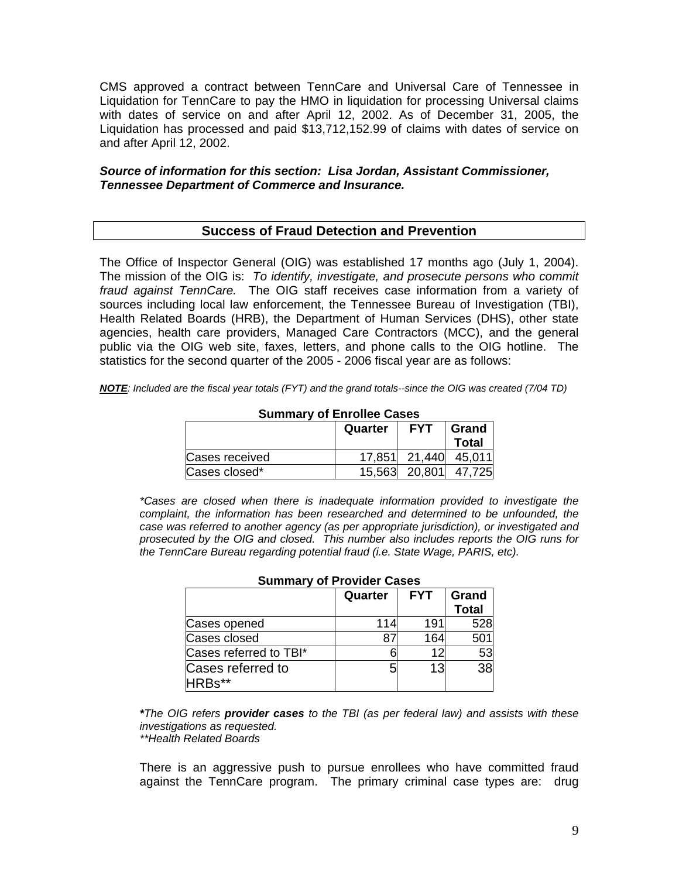CMS approved a contract between TennCare and Universal Care of Tennessee in Liquidation for TennCare to pay the HMO in liquidation for processing Universal claims with dates of service on and after April 12, 2002. As of December 31, 2005, the Liquidation has processed and paid $13,712,152.99 of claims with dates of service on and after April 12, 2002.

***Source of information for this section: Lisa Jordan, Assistant Commissioner, Tennessee Department of Commerce and Insurance.***

## Success of Fraud Detection and Prevention

The Office of Inspector General (OIG) was established 17 months ago (July 1, 2004). The mission of the OIG is: *To identify, investigate, and prosecute persons who commit fraud against TennCare.* The OIG staff receives case information from a variety of sources including local law enforcement, the Tennessee Bureau of Investigation (TBI), Health Related Boards (HRB), the Department of Human Services (DHS), other state agencies, health care providers, Managed Care Contractors (MCC), and the general public via the OIG web site, faxes, letters, and phone calls to the OIG hotline. The statistics for the second quarter of the 2005 - 2006 fiscal year are as follows:

***NOTE****: Included are the fiscal year totals (FYT) and the grand totals--since the OIG was created (7/04 TD)*

**Summary of Enrollee Cases**

| | Quarter | FYT | Grand Total |
|---|---|---|---|
| Cases received | 17,851 | 21,440 | 45,011 |
| Cases closed* | 15,563 | 20,801 | 47,725 |

*\*Cases are closed when there is inadequate information provided to investigate the complaint, the information has been researched and determined to be unfounded, the case was referred to another agency (as per appropriate jurisdiction), or investigated and prosecuted by the OIG and closed. This number also includes reports the OIG runs for the TennCare Bureau regarding potential fraud (i.e. State Wage, PARIS, etc).*

**Summary of Provider Cases**

| | Quarter | FYT | Grand Total |
|---|---|---|---|
| Cases opened | 114 | 191 | 528 |
| Cases closed | 87 | 164 | 501 |
| Cases referred to TBI* | 6 | 12 | 53 |
| Cases referred to HRBs** | 5 | 13 | 38 |

***\*****The OIG refers* ***provider cases*** *to the TBI (as per federal law) and assists with these investigations as requested.*
*\*\*Health Related Boards*

There is an aggressive push to pursue enrollees who have committed fraud against the TennCare program. The primary criminal case types are: drug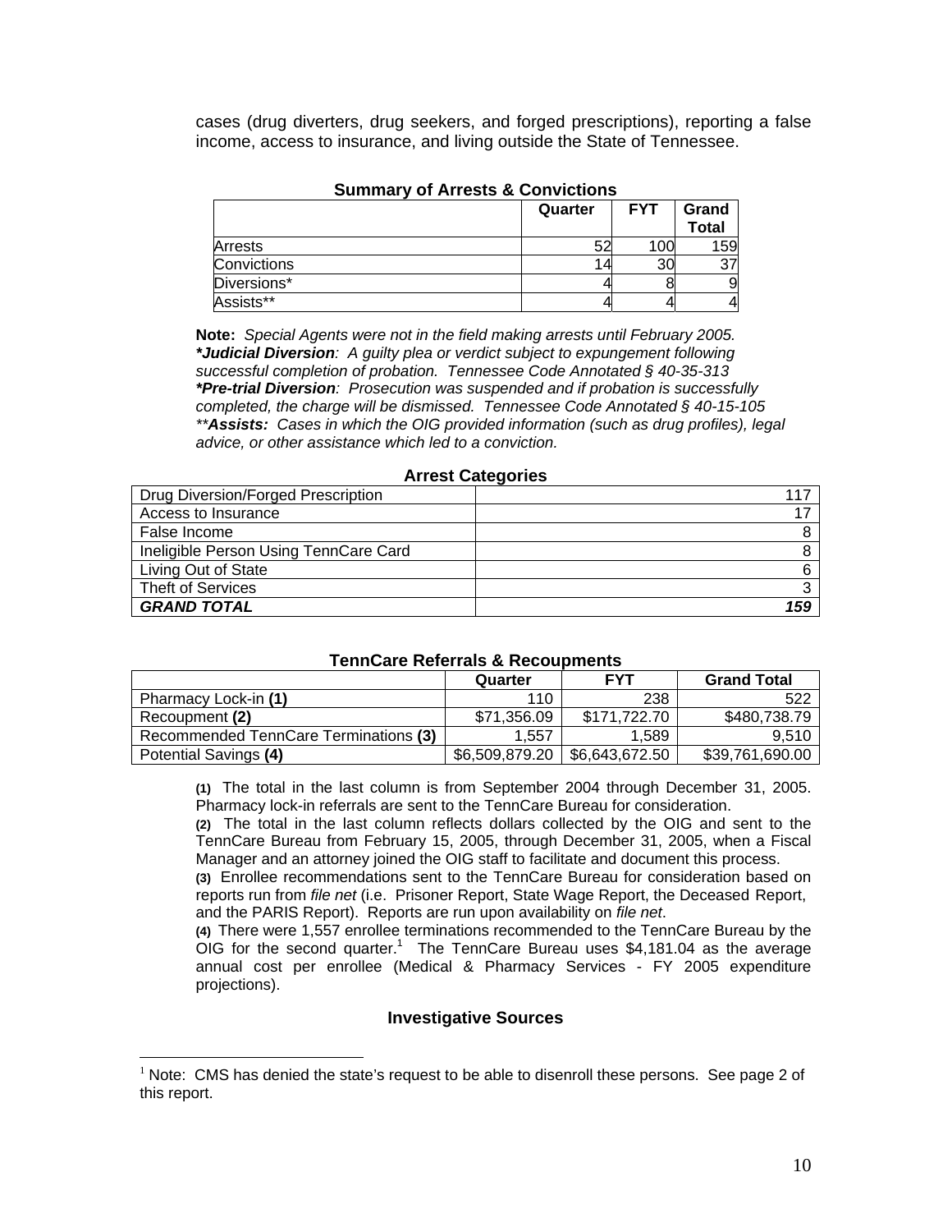cases (drug diverters, drug seekers, and forged prescriptions), reporting a false income, access to insurance, and living outside the State of Tennessee.

**Summary of Arrests & Convictions**

| | Quarter | FYT | Grand Total |
|---|---|---|---|
| Arrests | 52 | 100 | 159 |
| Convictions | 14 | 30 | 37 |
| Diversions* | 4 | 8 | 9 |
| Assists** | 4 | 4 | 4 |

**Note:** *Special Agents were not in the field making arrests until February 2005.*
***Judicial Diversion**: A guilty plea or verdict subject to expungement following successful completion of probation. Tennessee Code Annotated § 40-35-313*
***Pre-trial Diversion**: Prosecution was suspended and if probation is successfully completed, the charge will be dismissed. Tennessee Code Annotated § 40-15-105*
*****Assists:** Cases in which the OIG provided information (such as drug profiles), legal advice, or other assistance which led to a conviction.*

**Arrest Categories**

| Category | Count |
|---|---|
| Drug Diversion/Forged Prescription | 117 |
| Access to Insurance | 17 |
| False Income | 8 |
| Ineligible Person Using TennCare Card | 8 |
| Living Out of State | 6 |
| Theft of Services | 3 |
| ***GRAND TOTAL*** | ***159*** |

**TennCare Referrals & Recoupments**

| | Quarter | FYT | Grand Total |
|---|---|---|---|
| Pharmacy Lock-in **(1)** | 110 | 238 | 522 |
| Recoupment **(2)** | $71,356.09 | $171,722.70 | $480,738.79 |
| Recommended TennCare Terminations **(3)** | 1,557 | 1,589 | 9,510 |
| Potential Savings **(4)** | $6,509,879.20 | $6,643,672.50 | $39,761,690.00 |

**(1)** The total in the last column is from September 2004 through December 31, 2005. Pharmacy lock-in referrals are sent to the TennCare Bureau for consideration.
**(2)** The total in the last column reflects dollars collected by the OIG and sent to the TennCare Bureau from February 15, 2005, through December 31, 2005, when a Fiscal Manager and an attorney joined the OIG staff to facilitate and document this process.
**(3)** Enrollee recommendations sent to the TennCare Bureau for consideration based on reports run from *file net* (i.e. Prisoner Report, State Wage Report, the Deceased Report, and the PARIS Report). Reports are run upon availability on *file net*.
**(4)** There were 1,557 enrollee terminations recommended to the TennCare Bureau by the OIG for the second quarter.[1] The TennCare Bureau uses $4,181.04 as the average annual cost per enrollee (Medical & Pharmacy Services - FY 2005 expenditure projections).

### Investigative Sources

[1] Note: CMS has denied the state's request to be able to disenroll these persons. See page 2 of this report.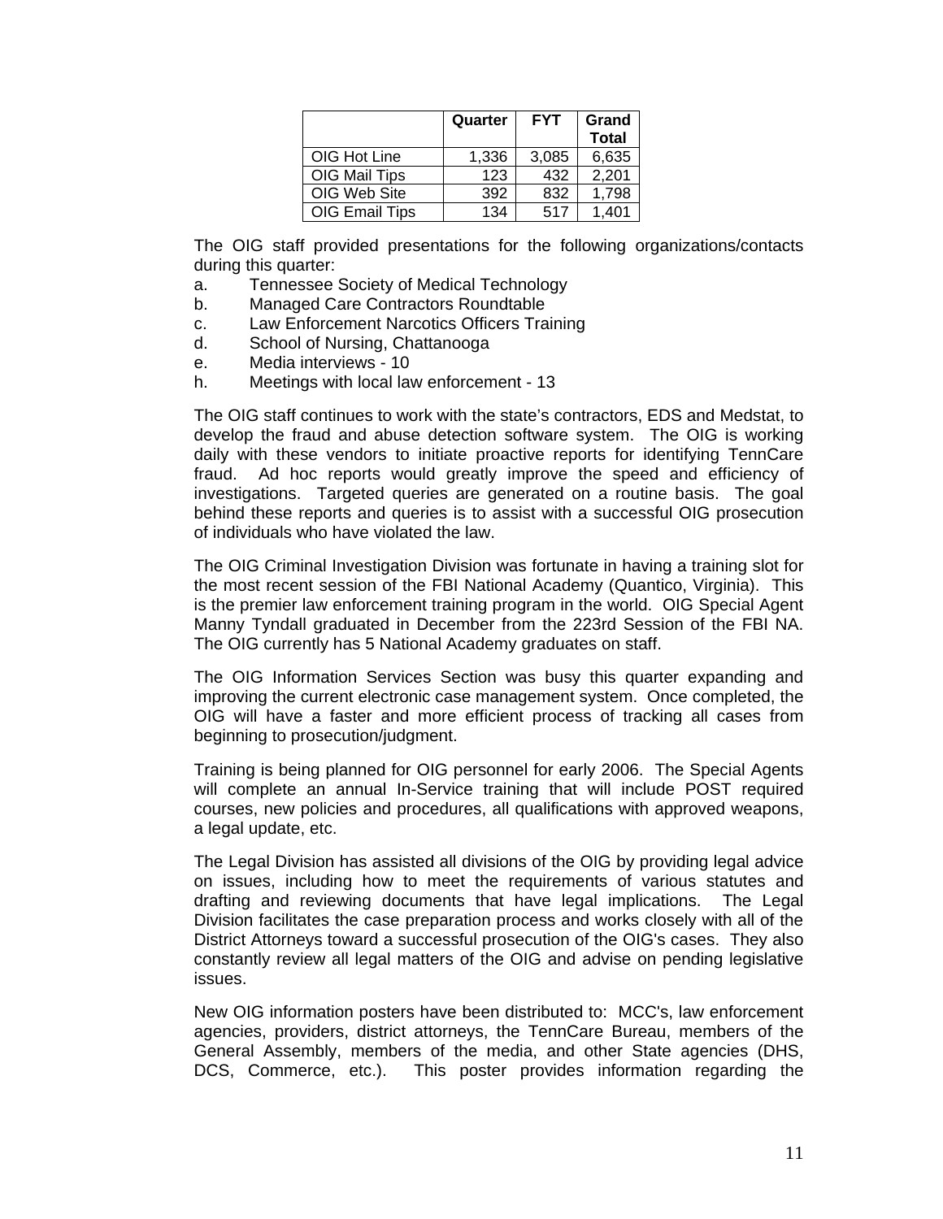| | Quarter | FYT | Grand Total |
|---|---|---|---|
| OIG Hot Line | 1,336 | 3,085 | 6,635 |
| OIG Mail Tips | 123 | 432 | 2,201 |
| OIG Web Site | 392 | 832 | 1,798 |
| OIG Email Tips | 134 | 517 | 1,401 |

The OIG staff provided presentations for the following organizations/contacts during this quarter:

a. Tennessee Society of Medical Technology
b. Managed Care Contractors Roundtable
c. Law Enforcement Narcotics Officers Training
d. School of Nursing, Chattanooga
e. Media interviews - 10
h. Meetings with local law enforcement - 13

The OIG staff continues to work with the state's contractors, EDS and Medstat, to develop the fraud and abuse detection software system. The OIG is working daily with these vendors to initiate proactive reports for identifying TennCare fraud. Ad hoc reports would greatly improve the speed and efficiency of investigations. Targeted queries are generated on a routine basis. The goal behind these reports and queries is to assist with a successful OIG prosecution of individuals who have violated the law.

The OIG Criminal Investigation Division was fortunate in having a training slot for the most recent session of the FBI National Academy (Quantico, Virginia). This is the premier law enforcement training program in the world. OIG Special Agent Manny Tyndall graduated in December from the 223rd Session of the FBI NA. The OIG currently has 5 National Academy graduates on staff.

The OIG Information Services Section was busy this quarter expanding and improving the current electronic case management system. Once completed, the OIG will have a faster and more efficient process of tracking all cases from beginning to prosecution/judgment.

Training is being planned for OIG personnel for early 2006. The Special Agents will complete an annual In-Service training that will include POST required courses, new policies and procedures, all qualifications with approved weapons, a legal update, etc.

The Legal Division has assisted all divisions of the OIG by providing legal advice on issues, including how to meet the requirements of various statutes and drafting and reviewing documents that have legal implications. The Legal Division facilitates the case preparation process and works closely with all of the District Attorneys toward a successful prosecution of the OIG's cases. They also constantly review all legal matters of the OIG and advise on pending legislative issues.

New OIG information posters have been distributed to: MCC's, law enforcement agencies, providers, district attorneys, the TennCare Bureau, members of the General Assembly, members of the media, and other State agencies (DHS, DCS, Commerce, etc.). This poster provides information regarding the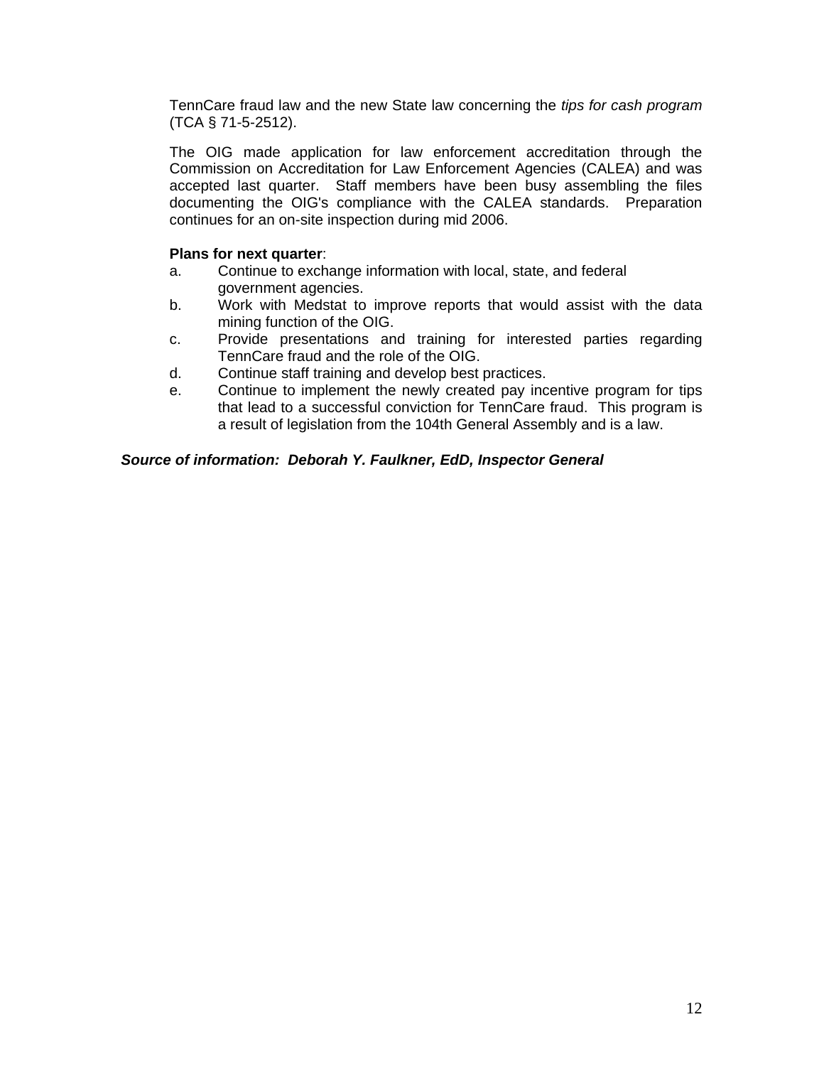TennCare fraud law and the new State law concerning the *tips for cash program* (TCA § 71-5-2512).

The OIG made application for law enforcement accreditation through the Commission on Accreditation for Law Enforcement Agencies (CALEA) and was accepted last quarter. Staff members have been busy assembling the files documenting the OIG's compliance with the CALEA standards. Preparation continues for an on-site inspection during mid 2006.

**Plans for next quarter**:

a. Continue to exchange information with local, state, and federal government agencies.
b. Work with Medstat to improve reports that would assist with the data mining function of the OIG.
c. Provide presentations and training for interested parties regarding TennCare fraud and the role of the OIG.
d. Continue staff training and develop best practices.
e. Continue to implement the newly created pay incentive program for tips that lead to a successful conviction for TennCare fraud. This program is a result of legislation from the 104th General Assembly and is a law.

***Source of information: Deborah Y. Faulkner, EdD, Inspector General***